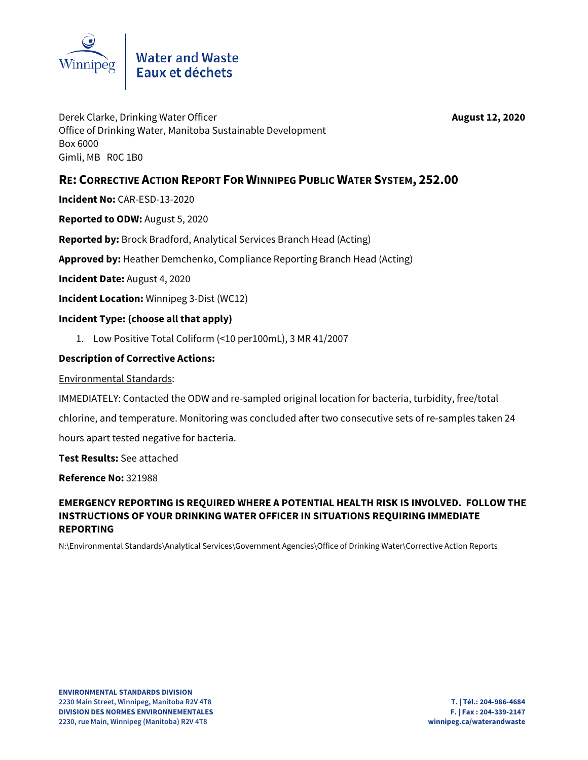Water and Waste
Eaux et déchets

Derek Clarke, Drinking Water Officer
Office of Drinking Water, Manitoba Sustainable Development
Box 6000
Gimli, MB R0C 1B0

**August 12, 2020**

## RE: Corrective Action Report For Winnipeg Public Water System, 252.00

**Incident No:** CAR-ESD-13-2020

**Reported to ODW:** August 5, 2020

**Reported by:** Brock Bradford, Analytical Services Branch Head (Acting)

**Approved by:** Heather Demchenko, Compliance Reporting Branch Head (Acting)

**Incident Date:** August 4, 2020

**Incident Location:** Winnipeg 3-Dist (WC12)

**Incident Type: (choose all that apply)**

1. Low Positive Total Coliform (<10 per100mL), 3 MR 41/2007

**Description of Corrective Actions:**

Environmental Standards:

IMMEDIATELY: Contacted the ODW and re-sampled original location for bacteria, turbidity, free/total chlorine, and temperature. Monitoring was concluded after two consecutive sets of re-samples taken 24 hours apart tested negative for bacteria.

**Test Results:** See attached

**Reference No:** 321988

**EMERGENCY REPORTING IS REQUIRED WHERE A POTENTIAL HEALTH RISK IS INVOLVED. FOLLOW THE INSTRUCTIONS OF YOUR DRINKING WATER OFFICER IN SITUATIONS REQUIRING IMMEDIATE REPORTING**

N:\Environmental Standards\Analytical Services\Government Agencies\Office of Drinking Water\Corrective Action Reports

**ENVIRONMENTAL STANDARDS DIVISION**
**2230 Main Street, Winnipeg, Manitoba R2V 4T8**
**DIVISION DES NORMES ENVIRONNEMENTALES**
**2230, rue Main, Winnipeg (Manitoba) R2V 4T8**

**T. | Tél.: 204-986-4684**
**F. | Fax : 204-339-2147**
**winnipeg.ca/waterandwaste**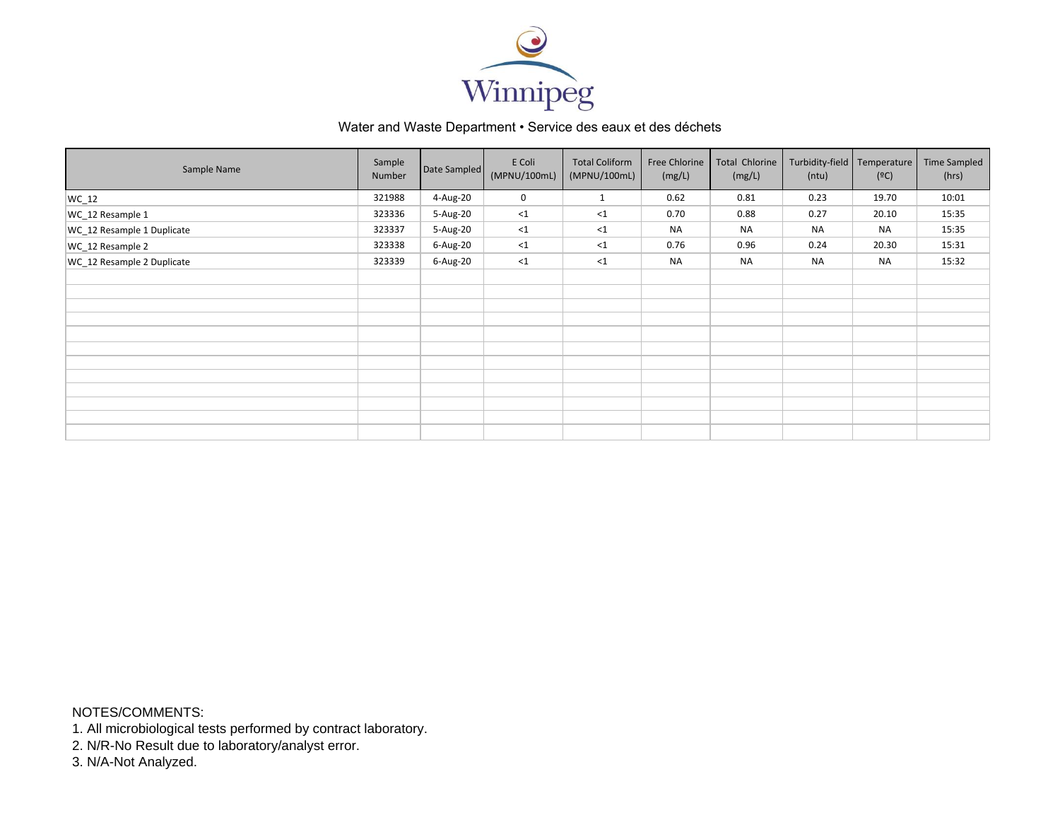Winnipeg

Water and Waste Department • Service des eaux et des déchets

| Sample Name | Sample Number | Date Sampled | E Coli (MPNU/100mL) | Total Coliform (MPNU/100mL) | Free Chlorine (mg/L) | Total Chlorine (mg/L) | Turbidity-field (ntu) | Temperature (ºC) | Time Sampled (hrs) |
|---|---|---|---|---|---|---|---|---|---|
| WC_12 | 321988 | 4-Aug-20 | 0 | 1 | 0.62 | 0.81 | 0.23 | 19.70 | 10:01 |
| WC_12 Resample 1 | 323336 | 5-Aug-20 | <1 | <1 | 0.70 | 0.88 | 0.27 | 20.10 | 15:35 |
| WC_12 Resample 1 Duplicate | 323337 | 5-Aug-20 | <1 | <1 | NA | NA | NA | NA | 15:35 |
| WC_12 Resample 2 | 323338 | 6-Aug-20 | <1 | <1 | 0.76 | 0.96 | 0.24 | 20.30 | 15:31 |
| WC_12 Resample 2 Duplicate | 323339 | 6-Aug-20 | <1 | <1 | NA | NA | NA | NA | 15:32 |

NOTES/COMMENTS:

1. All microbiological tests performed by contract laboratory.
2. N/R-No Result due to laboratory/analyst error.
3. N/A-Not Analyzed.